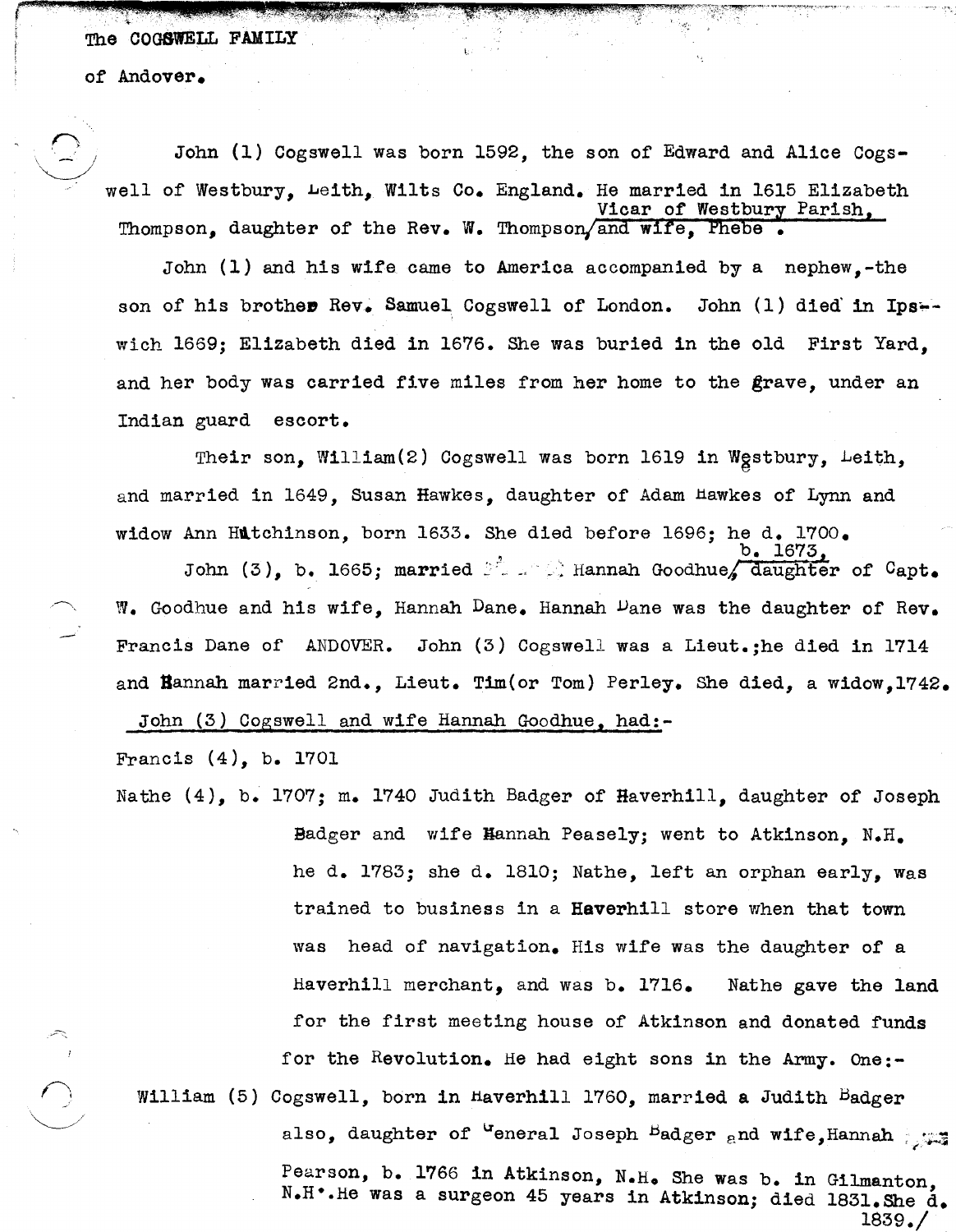# The COGSWELL FAMILY

## of Andover.

John (1) Cogswell was born 1592, the son of Edward and Alice Cogswell of Westbury, Leith, Wilts Co. England. He married in 1615 Elizabeth Thompson, daughter of the Rev. W. Thompson, Vicar of Westbury Parish, and wife, Phebe.

John (1) and his wife came to America accompanied by a nephew,-the son of his brother Rev. Samuel Cogswell of London. John (1) died in Ipswich 1669; Elizabeth died in 1676. She was buried in the old First Yard, and her body was carried five miles from her home to the grave, under an Indian guard escort.

Their son, William(2) Cogswell was born 1619 in Westbury, Leith, and married in 1649, Susan Hawkes, daughter of Adam Hawkes of Lynn and widow Ann Hutchinson, born 1633. She died before 1696; he d. 1700.

John (3), b. 1665; married Hannah Goodhue, b. 1673, daughter of Capt. W. Goodhue and his wife, Hannah Dane. Hannah Dane was the daughter of Rev. Francis Dane of ANDOVER. John (3) Cogswell was a Lieut.;he died in 1714 and Hannah married 2nd., Lieut. Tim(or Tom) Perley. She died, a widow,1742.

John (3) Cogswell and wife Hannah Goodhue, had:-

Francis (4), b. 1701

Nathe (4), b. 1707; m. 1740 Judith Badger of Haverhill, daughter of Joseph Badger and wife Hannah Peasely; went to Atkinson, N.H. he d. 1783; she d. 1810; Nathe, left an orphan early, was trained to business in a Haverhill store when that town was head of navigation. His wife was the daughter of a Haverhill merchant, and was b. 1716. Nathe gave the land for the first meeting house of Atkinson and donated funds for the Revolution. He had eight sons in the Army. One:-

William (5) Cogswell, born in Haverhill 1760, married a Judith Badger also, daughter of General Joseph Badger and wife,Hannah Pearson, b. 1766 in Atkinson, N.H. She was b. in Gilmanton, N.H. He was a surgeon 45 years in Atkinson; died 1831.She d. 1839./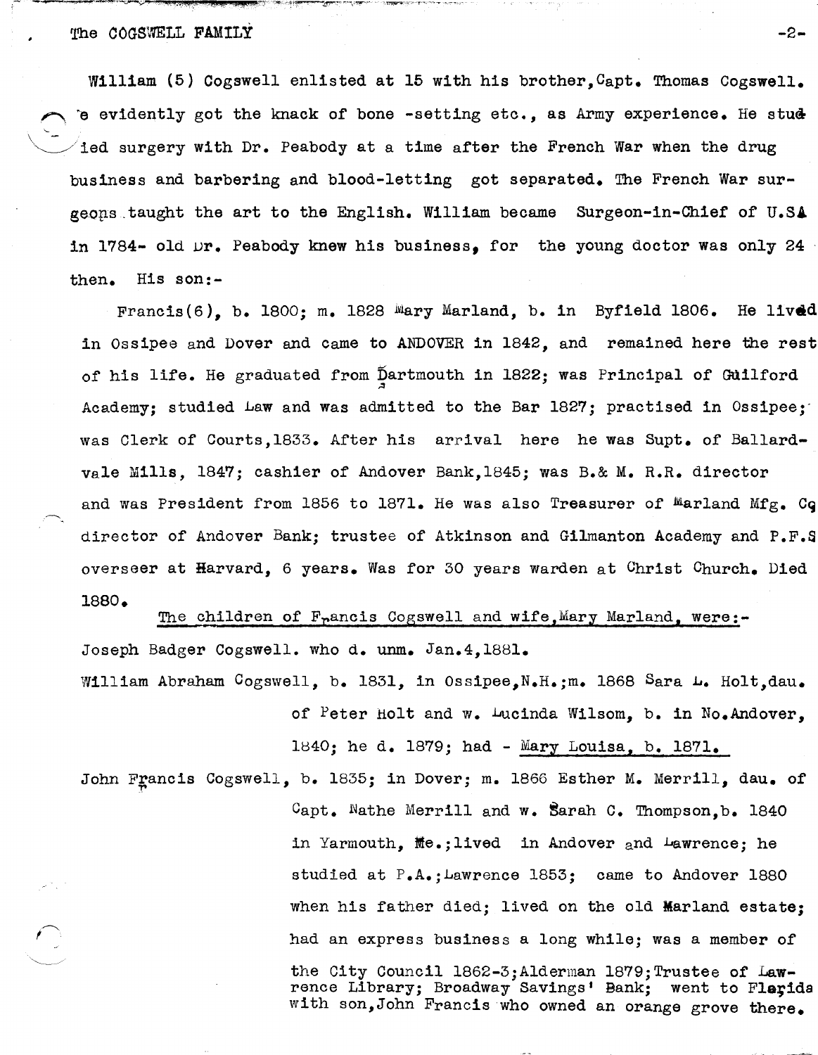William (5) Cogswell enlisted at 15 with his brother, Capt. Thomas Cogswell. He evidently got the knack of bone-setting etc., as Army experience. He studied surgery with Dr. Peabody at a time after the French War when the drug business and barbering and blood-letting got separated. The French War surgeons taught the art to the English. William became Surgeon-in-Chief of U.S.A. in 1784- old Dr. Peabody knew his business, for the young doctor was only 24 then. His son:-

Francis(6), b. 1800; m. 1828 Mary Marland, b. in Byfield 1806. He lived in Ossipee and Dover and came to ANDOVER in 1842, and remained here the rest of his life. He graduated from Dartmouth in 1822; was Principal of Guilford Academy; studied Law and was admitted to the Bar 1827; practised in Ossipee; was Clerk of Courts, 1833. After his arrival here he was Supt. of Ballardvale Mills, 1847; cashier of Andover Bank, 1845; was B.& M. R.R. director and was President from 1856 to 1871. He was also Treasurer of Marland Mfg. Co. director of Andover Bank; trustee of Atkinson and Gilmanton Academy and P.F.S. overseer at Harvard, 6 years. Was for 30 years warden at Christ Church. Died 1880.

The children of Francis Cogswell and wife, Mary Marland, were:-

Joseph Badger Cogswell. who d. unm. Jan.4,1881.

William Abraham Cogswell, b. 1831, in Ossipee, N.H.; m. 1868 Sara L. Holt, dau. of Peter Holt and w. Lucinda Wilsom, b. in No.Andover, 1840; he d. 1879; had - Mary Louisa, b. 1871.

John Francis Cogswell, b. 1835; in Dover; m. 1866 Esther M. Merrill, dau. of Capt. Nathe Merrill and w. Sarah C. Thompson, b. 1840 in Yarmouth, Me.; lived in Andover and Lawrence; he studied at P.A.; Lawrence 1853; came to Andover 1880 when his father died; lived on the old Marland estate; had an express business a long while; was a member of the City Council 1862-3; Alderman 1879; Trustee of Lawrence Library; Broadway Savings' Bank; went to Florida with son, John Francis who owned an orange grove there.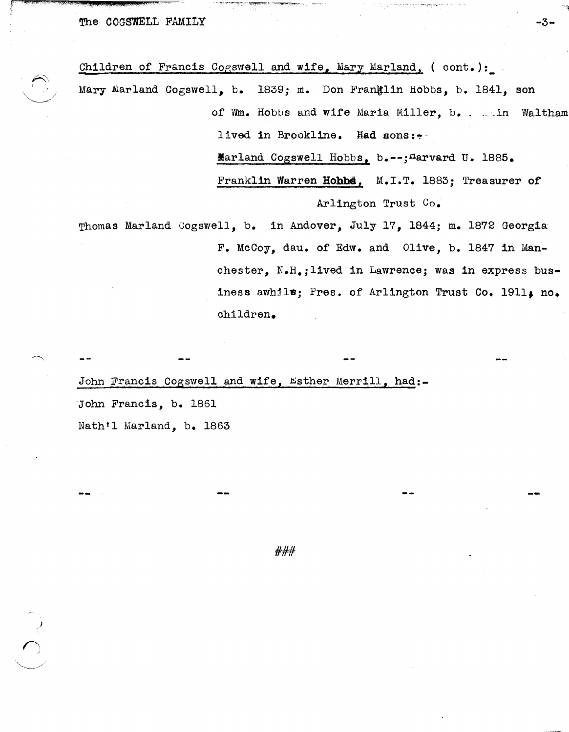Children of Francis Cogswell and wife, Mary Marland, ( cont.):

Mary Marland Cogswell, b. 1839; m. Don Franklin Hobbs, b. 1841, son of Wm. Hobbs and wife Maria Miller, b. . . in Waltham lived in Brookline. **Had** sons:-

Marland Cogswell Hobbs, b.--; Harvard U. 1885.

Franklin Warren Hobbs, M.I.T. 1883; Treasurer of Arlington Trust Co.

Thomas Marland Cogswell, b. in Andover, July 17, 1844; m. 1872 Georgia F. McCoy, dau. of Edw. and Olive, b. 1847 in Manchester, N.H.; lived in Lawrence; was in express business awhile; Pres. of Arlington Trust Co. 1911; no. children.

-- -- -- --

John Francis Cogswell and wife, Esther Merrill, had:-

John Francis, b. 1861

Nath'l Marland, b. 1863

-- -- -- --

###